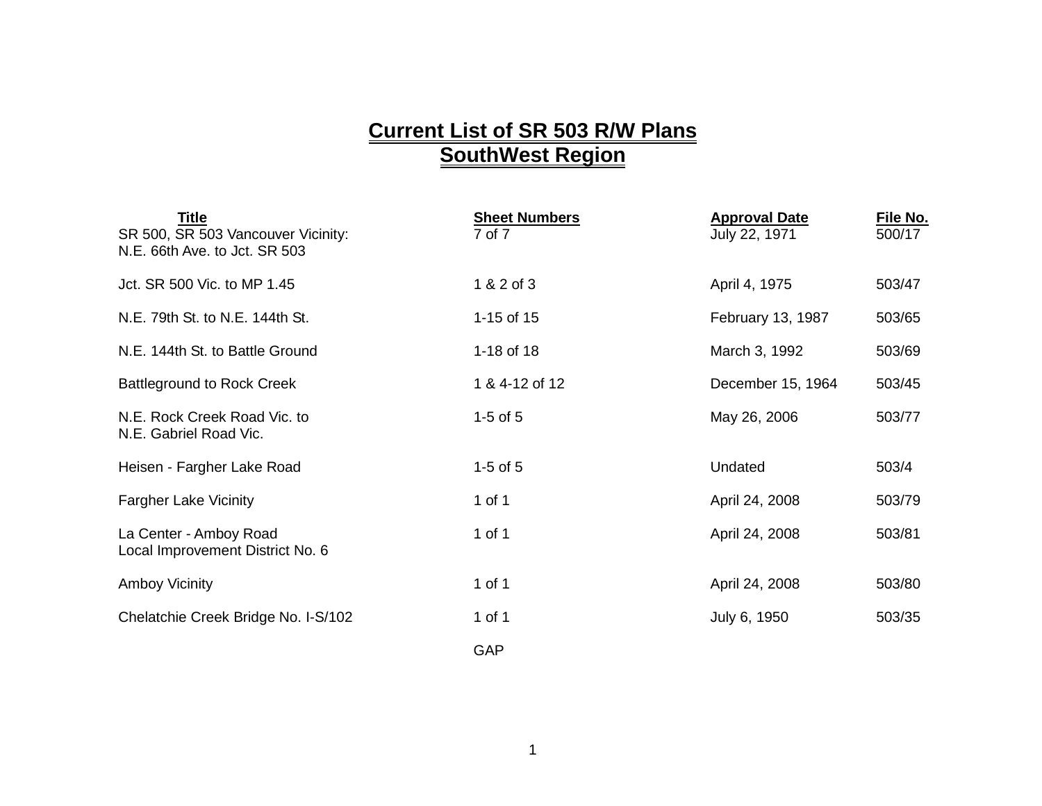# Current List of SR 503 R/W Plans
# SouthWest Region

| Title | Sheet Numbers | Approval Date | File No. |
|---|---|---|---|
| SR 500, SR 503 Vancouver Vicinity: N.E. 66th Ave. to Jct. SR 503 | 7 of 7 | July 22, 1971 | 500/17 |
| Jct. SR 500 Vic. to MP 1.45 | 1 & 2 of 3 | April 4, 1975 | 503/47 |
| N.E. 79th St. to N.E. 144th St. | 1-15 of 15 | February 13, 1987 | 503/65 |
| N.E. 144th St. to Battle Ground | 1-18 of 18 | March 3, 1992 | 503/69 |
| Battleground to Rock Creek | 1 & 4-12 of 12 | December 15, 1964 | 503/45 |
| N.E. Rock Creek Road Vic. to N.E. Gabriel Road Vic. | 1-5 of 5 | May 26, 2006 | 503/77 |
| Heisen - Fargher Lake Road | 1-5 of 5 | Undated | 503/4 |
| Fargher Lake Vicinity | 1 of 1 | April 24, 2008 | 503/79 |
| La Center - Amboy Road Local Improvement District No. 6 | 1 of 1 | April 24, 2008 | 503/81 |
| Amboy Vicinity | 1 of 1 | April 24, 2008 | 503/80 |
| Chelatchie Creek Bridge No. I-S/102 | 1 of 1 | July 6, 1950 | 503/35 |
| | GAP | | |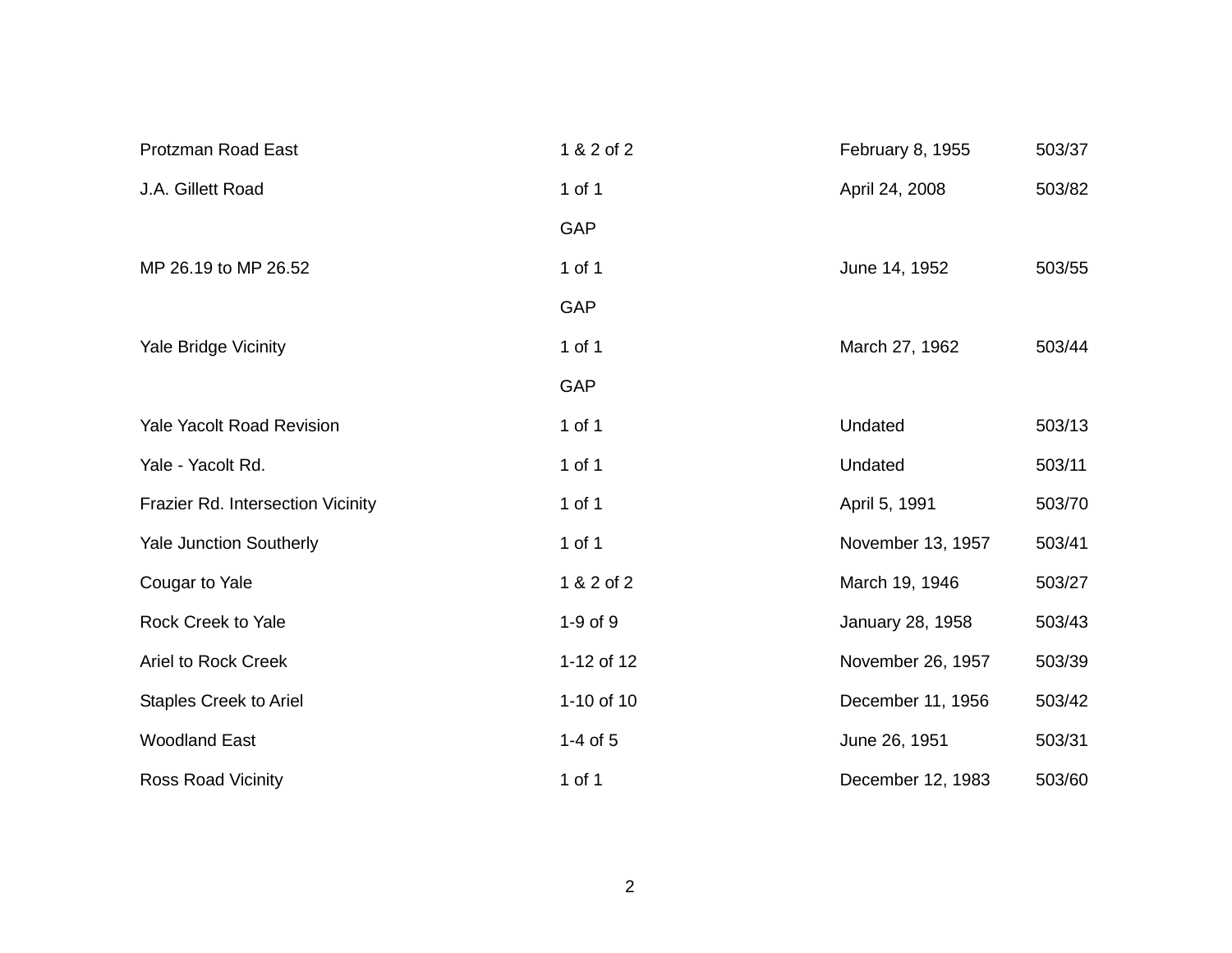| | | | |
|---|---|---|---|
| Protzman Road East | 1 & 2 of 2 | February 8, 1955 | 503/37 |
| J.A. Gillett Road | 1 of 1 | April 24, 2008 | 503/82 |
| | GAP | | |
| MP 26.19 to MP 26.52 | 1 of 1 | June 14, 1952 | 503/55 |
| | GAP | | |
| Yale Bridge Vicinity | 1 of 1 | March 27, 1962 | 503/44 |
| | GAP | | |
| Yale Yacolt Road Revision | 1 of 1 | Undated | 503/13 |
| Yale - Yacolt Rd. | 1 of 1 | Undated | 503/11 |
| Frazier Rd. Intersection Vicinity | 1 of 1 | April 5, 1991 | 503/70 |
| Yale Junction Southerly | 1 of 1 | November 13, 1957 | 503/41 |
| Cougar to Yale | 1 & 2 of 2 | March 19, 1946 | 503/27 |
| Rock Creek to Yale | 1-9 of 9 | January 28, 1958 | 503/43 |
| Ariel to Rock Creek | 1-12 of 12 | November 26, 1957 | 503/39 |
| Staples Creek to Ariel | 1-10 of 10 | December 11, 1956 | 503/42 |
| Woodland East | 1-4 of 5 | June 26, 1951 | 503/31 |
| Ross Road Vicinity | 1 of 1 | December 12, 1983 | 503/60 |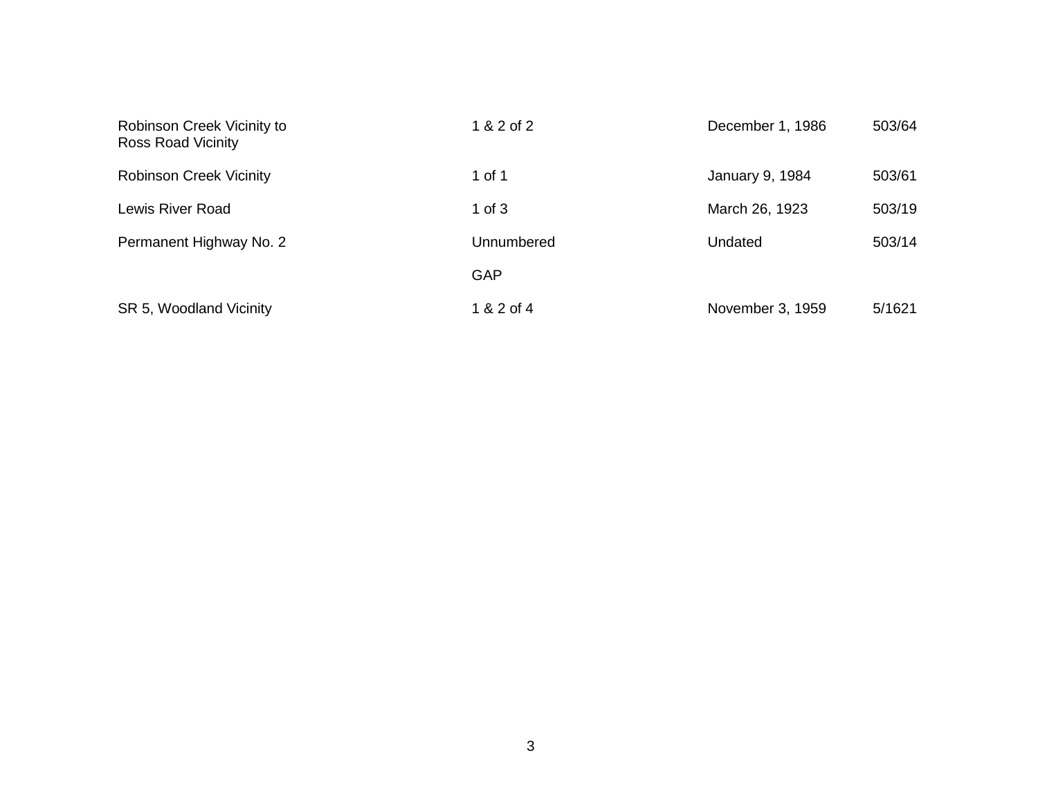| | | | |
|---|---|---|---|
| Robinson Creek Vicinity to Ross Road Vicinity | 1 & 2 of 2 | December 1, 1986 | 503/64 |
| Robinson Creek Vicinity | 1 of 1 | January 9, 1984 | 503/61 |
| Lewis River Road | 1 of 3 | March 26, 1923 | 503/19 |
| Permanent Highway No. 2 | Unnumbered | Undated | 503/14 |
| | GAP | | |
| SR 5, Woodland Vicinity | 1 & 2 of 4 | November 3, 1959 | 5/1621 |